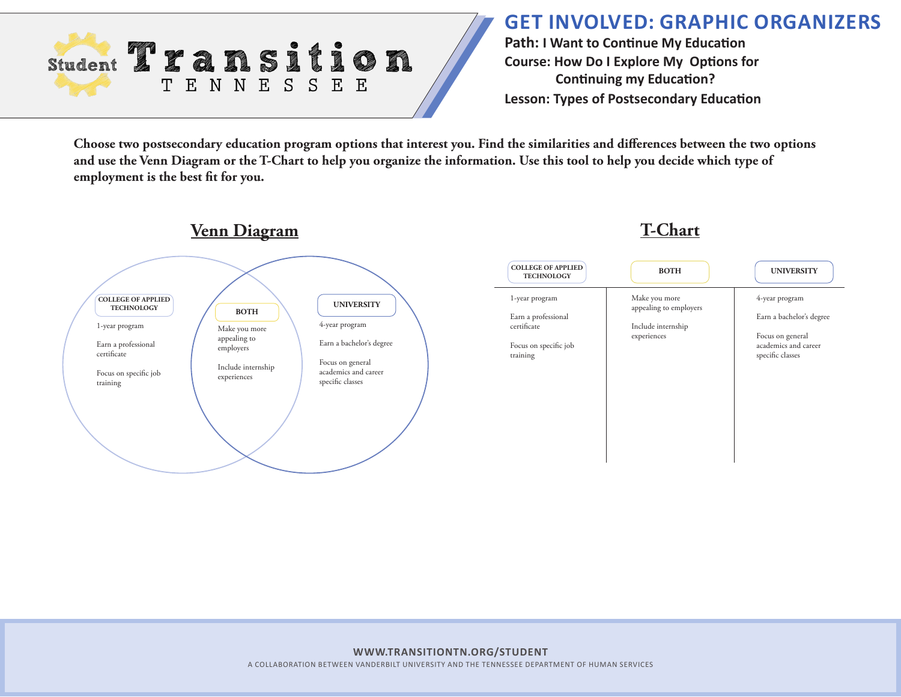# GET INVOLVED: GRAPHIC ORGANIZERS

**Path: I Want to Continue My Education**

**Course: How Do I Explore My Options for Continuing my Education?**

**Lesson: Types of Postsecondary Education**

**Choose two postsecondary education program options that interest you. Find the similarities and differences between the two options and use the Venn Diagram or the T-Chart to help you organize the information. Use this tool to help you decide which type of employment is the best fit for you.**

## Venn Diagram

**COLLEGE OF APPLIED TECHNOLOGY**

- 1-year program
- Earn a professional certificate
- Focus on specific job training

**BOTH**

- Make you more appealing to employers
- Include internship experiences

**UNIVERSITY**

- 4-year program
- Earn a bachelor's degree
- Focus on general academics and career specific classes

## T-Chart

| COLLEGE OF APPLIED TECHNOLOGY | BOTH | UNIVERSITY |
|---|---|---|
| 1-year program | Make you more appealing to employers | 4-year program |
| Earn a professional certificate | Include internship experiences | Earn a bachelor's degree |
| Focus on specific job training | | Focus on general academics and career specific classes |

WWW.TRANSITIONTN.ORG/STUDENT

A COLLABORATION BETWEEN VANDERBILT UNIVERSITY AND THE TENNESSEE DEPARTMENT OF HUMAN SERVICES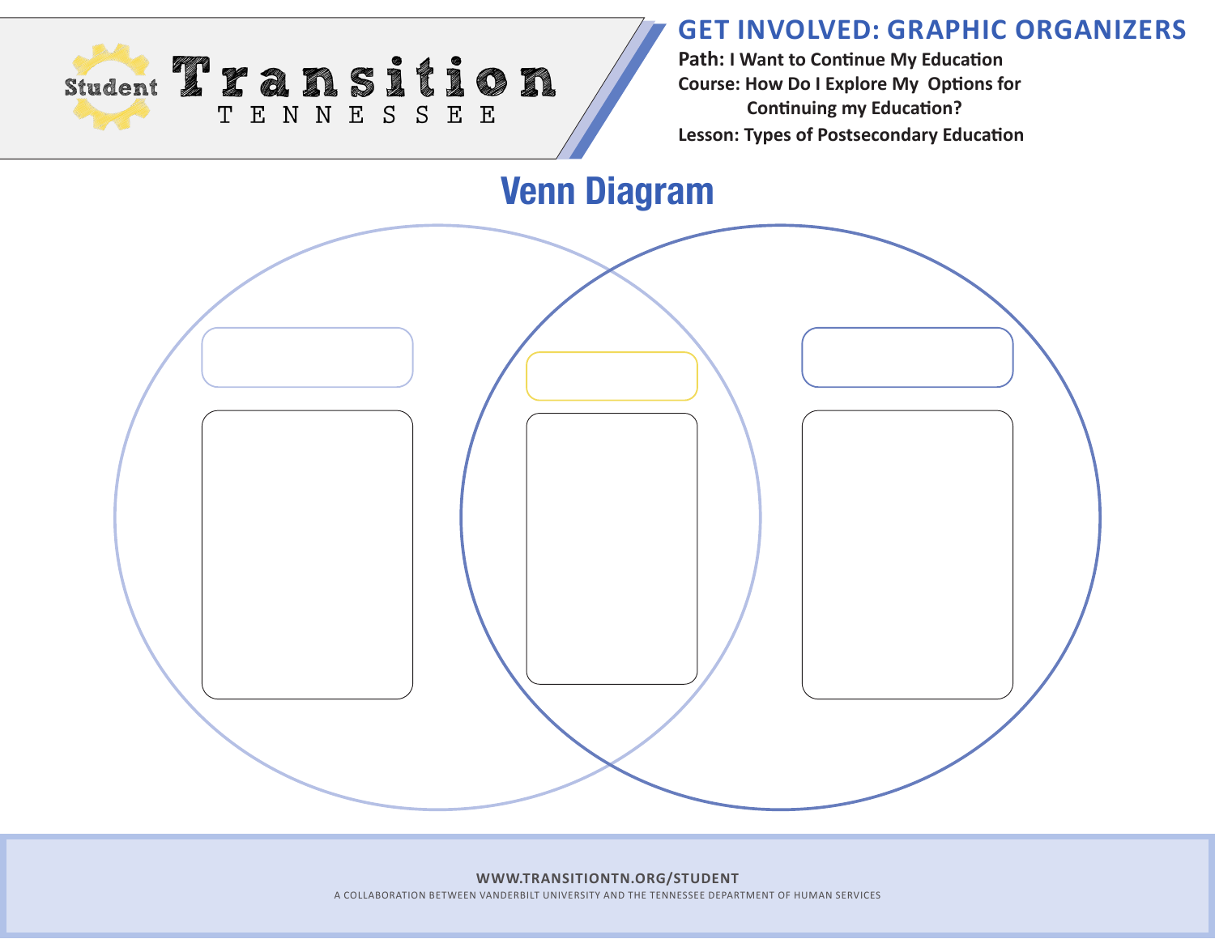# GET INVOLVED: GRAPHIC ORGANIZERS

**Path: I Want to Continue My Education**

**Course: How Do I Explore My Options for Continuing my Education?**

**Lesson: Types of Postsecondary Education**

## Venn Diagram

WWW.TRANSITIONTN.ORG/STUDENT

A COLLABORATION BETWEEN VANDERBILT UNIVERSITY AND THE TENNESSEE DEPARTMENT OF HUMAN SERVICES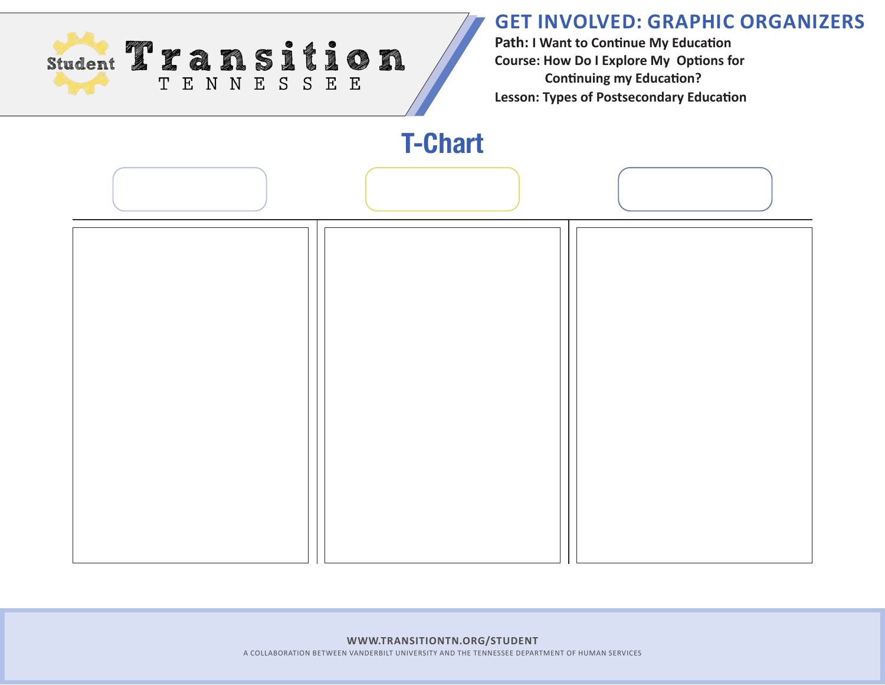Student Transition TENNESSEE

# GET INVOLVED: GRAPHIC ORGANIZERS

**Path: I Want to Continue My Education**
**Course: How Do I Explore My Options for Continuing my Education?**
**Lesson: Types of Postsecondary Education**

## T-Chart

| | | |
|---|---|---|
| | | |

**WWW.TRANSITIONTN.ORG/STUDENT**
A COLLABORATION BETWEEN VANDERBILT UNIVERSITY AND THE TENNESSEE DEPARTMENT OF HUMAN SERVICES